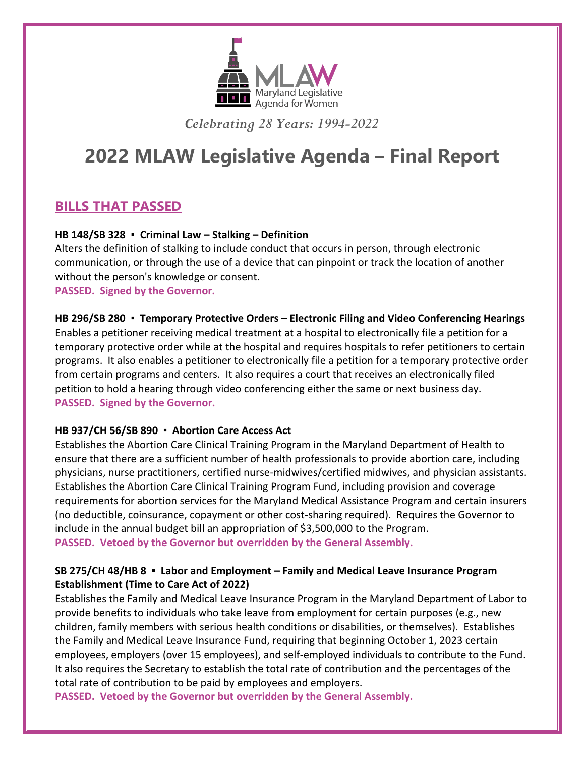MLAW
Maryland Legislative Agenda for Women

*Celebrating 28 Years: 1994-2022*

# 2022 MLAW Legislative Agenda – Final Report

## BILLS THAT PASSED

**HB 148/SB 328 ▪ Criminal Law – Stalking – Definition**

Alters the definition of stalking to include conduct that occurs in person, through electronic communication, or through the use of a device that can pinpoint or track the location of another without the person's knowledge or consent.

**PASSED. Signed by the Governor.**

**HB 296/SB 280 ▪ Temporary Protective Orders – Electronic Filing and Video Conferencing Hearings**

Enables a petitioner receiving medical treatment at a hospital to electronically file a petition for a temporary protective order while at the hospital and requires hospitals to refer petitioners to certain programs. It also enables a petitioner to electronically file a petition for a temporary protective order from certain programs and centers. It also requires a court that receives an electronically filed petition to hold a hearing through video conferencing either the same or next business day.

**PASSED. Signed by the Governor.**

**HB 937/CH 56/SB 890 ▪ Abortion Care Access Act**

Establishes the Abortion Care Clinical Training Program in the Maryland Department of Health to ensure that there are a sufficient number of health professionals to provide abortion care, including physicians, nurse practitioners, certified nurse-midwives/certified midwives, and physician assistants. Establishes the Abortion Care Clinical Training Program Fund, including provision and coverage requirements for abortion services for the Maryland Medical Assistance Program and certain insurers (no deductible, coinsurance, copayment or other cost-sharing required). Requires the Governor to include in the annual budget bill an appropriation of $3,500,000 to the Program.

**PASSED. Vetoed by the Governor but overridden by the General Assembly.**

**SB 275/CH 48/HB 8 ▪ Labor and Employment – Family and Medical Leave Insurance Program Establishment (Time to Care Act of 2022)**

Establishes the Family and Medical Leave Insurance Program in the Maryland Department of Labor to provide benefits to individuals who take leave from employment for certain purposes (e.g., new children, family members with serious health conditions or disabilities, or themselves). Establishes the Family and Medical Leave Insurance Fund, requiring that beginning October 1, 2023 certain employees, employers (over 15 employees), and self-employed individuals to contribute to the Fund. It also requires the Secretary to establish the total rate of contribution and the percentages of the total rate of contribution to be paid by employees and employers.

**PASSED. Vetoed by the Governor but overridden by the General Assembly.**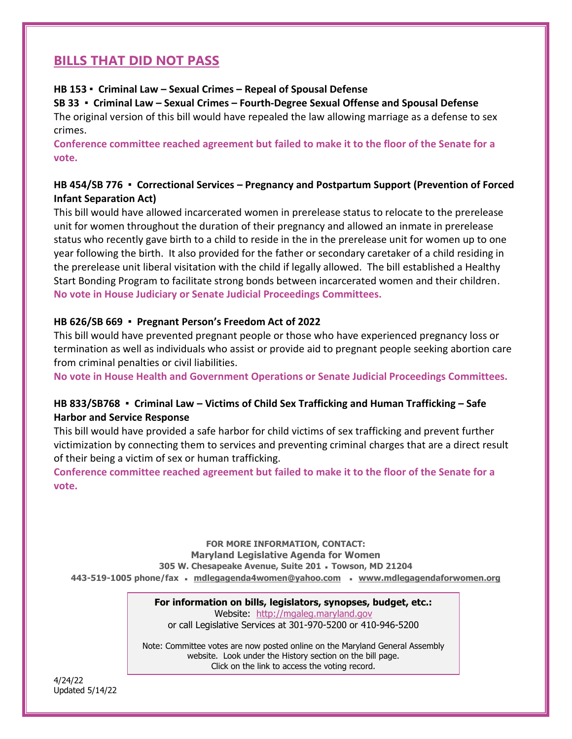## BILLS THAT DID NOT PASS

**HB 153 ▪ Criminal Law – Sexual Crimes – Repeal of Spousal Defense**
**SB 33 ▪ Criminal Law – Sexual Crimes – Fourth-Degree Sexual Offense and Spousal Defense**
The original version of this bill would have repealed the law allowing marriage as a defense to sex crimes.
**Conference committee reached agreement but failed to make it to the floor of the Senate for a vote.**

**HB 454/SB 776 ▪ Correctional Services – Pregnancy and Postpartum Support (Prevention of Forced Infant Separation Act)**
This bill would have allowed incarcerated women in prerelease status to relocate to the prerelease unit for women throughout the duration of their pregnancy and allowed an inmate in prerelease status who recently gave birth to a child to reside in the in the prerelease unit for women up to one year following the birth. It also provided for the father or secondary caretaker of a child residing in the prerelease unit liberal visitation with the child if legally allowed. The bill established a Healthy Start Bonding Program to facilitate strong bonds between incarcerated women and their children.
**No vote in House Judiciary or Senate Judicial Proceedings Committees.**

**HB 626/SB 669 ▪ Pregnant Person's Freedom Act of 2022**
This bill would have prevented pregnant people or those who have experienced pregnancy loss or termination as well as individuals who assist or provide aid to pregnant people seeking abortion care from criminal penalties or civil liabilities.
**No vote in House Health and Government Operations or Senate Judicial Proceedings Committees.**

**HB 833/SB768 ▪ Criminal Law – Victims of Child Sex Trafficking and Human Trafficking – Safe Harbor and Service Response**
This bill would have provided a safe harbor for child victims of sex trafficking and prevent further victimization by connecting them to services and preventing criminal charges that are a direct result of their being a victim of sex or human trafficking.
**Conference committee reached agreement but failed to make it to the floor of the Senate for a vote.**

**FOR MORE INFORMATION, CONTACT:**
**Maryland Legislative Agenda for Women**
**305 W. Chesapeake Avenue, Suite 201 ▪ Towson, MD 21204**
**443-519-1005 phone/fax ▪ mdlegagenda4women@yahoo.com ▪ www.mdlegagendaforwomen.org**

**For information on bills, legislators, synopses, budget, etc.:**
Website: http://mgaleg.maryland.gov
or call Legislative Services at 301-970-5200 or 410-946-5200

Note: Committee votes are now posted online on the Maryland General Assembly website. Look under the History section on the bill page. Click on the link to access the voting record.

4/24/22
Updated 5/14/22